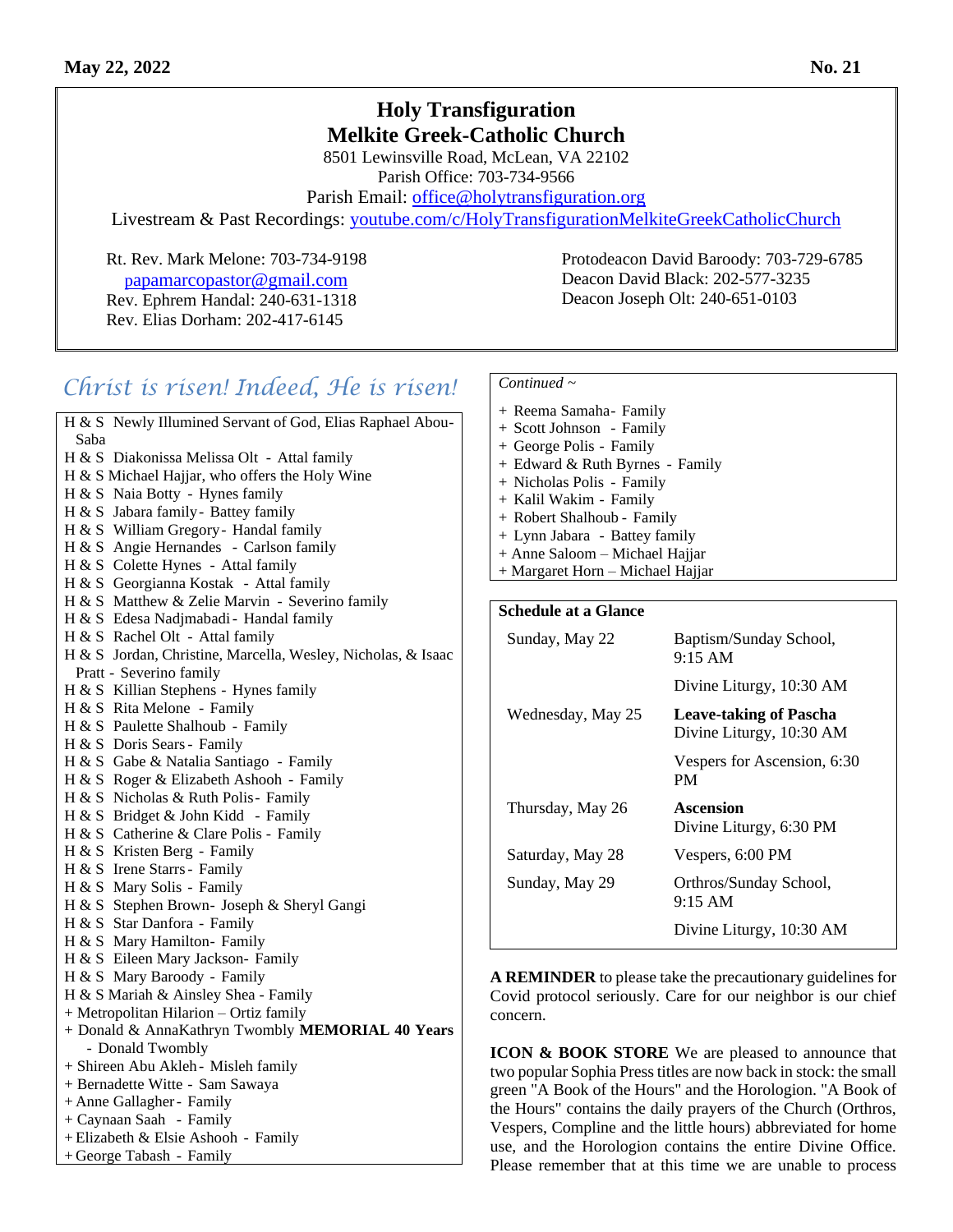May 22, 2022 No. 21

# Holy Transfiguration
# Melkite Greek-Catholic Church

8501 Lewinsville Road, McLean, VA 22102
Parish Office: 703-734-9566
Parish Email: office@holytransfiguration.org
Livestream & Past Recordings: youtube.com/c/HolyTransfigurationMelkiteGreekCatholicChurch

Rt. Rev. Mark Melone: 703-734-9198
papamarcopastor@gmail.com
Rev. Ephrem Handal: 240-631-1318
Rev. Elias Dorham: 202-417-6145

Protodeacon David Baroody: 703-729-6785
Deacon David Black: 202-577-3235
Deacon Joseph Olt: 240-651-0103

## *Christ is risen! Indeed, He is risen!*

H & S Newly Illumined Servant of God, Elias Raphael Abou-Saba
H & S Diakonissa Melissa Olt - Attal family
H & S Michael Hajjar, who offers the Holy Wine
H & S Naia Botty - Hynes family
H & S Jabara family - Battey family
H & S William Gregory - Handal family
H & S Angie Hernandes - Carlson family
H & S Colette Hynes - Attal family
H & S Georgianna Kostak - Attal family
H & S Matthew & Zelie Marvin - Severino family
H & S Edesa Nadjmabadi - Handal family
H & S Rachel Olt - Attal family
H & S Jordan, Christine, Marcella, Wesley, Nicholas, & Isaac Pratt - Severino family
H & S Killian Stephens - Hynes family
H & S Rita Melone - Family
H & S Paulette Shalhoub - Family
H & S Doris Sears - Family
H & S Gabe & Natalia Santiago - Family
H & S Roger & Elizabeth Ashooh - Family
H & S Nicholas & Ruth Polis - Family
H & S Bridget & John Kidd - Family
H & S Catherine & Clare Polis - Family
H & S Kristen Berg - Family
H & S Irene Starrs - Family
H & S Mary Solis - Family
H & S Stephen Brown - Joseph & Sheryl Gangi
H & S Star Danfora - Family
H & S Mary Hamilton - Family
H & S Eileen Mary Jackson - Family
H & S Mary Baroody - Family
H & S Mariah & Ainsley Shea - Family
+ Metropolitan Hilarion – Ortiz family
+ Donald & AnnaKathryn Twombly **MEMORIAL 40 Years** - Donald Twombly
+ Shireen Abu Akleh - Misleh family
+ Bernadette Witte - Sam Sawaya
+ Anne Gallagher - Family
+ Caynaan Saah - Family
+ Elizabeth & Elsie Ashooh - Family
+ George Tabash - Family

*Continued ~*

+ Reema Samaha - Family
+ Scott Johnson - Family
+ George Polis - Family
+ Edward & Ruth Byrnes - Family
+ Nicholas Polis - Family
+ Kalil Wakim - Family
+ Robert Shalhoub - Family
+ Lynn Jabara - Battey family
+ Anne Saloom – Michael Hajjar
+ Margaret Horn – Michael Hajjar

**Schedule at a Glance**

| | |
|---|---|
| Sunday, May 22 | Baptism/Sunday School, 9:15 AM |
| | Divine Liturgy, 10:30 AM |
| Wednesday, May 25 | **Leave-taking of Pascha** Divine Liturgy, 10:30 AM |
| | Vespers for Ascension, 6:30 PM |
| Thursday, May 26 | **Ascension** Divine Liturgy, 6:30 PM |
| Saturday, May 28 | Vespers, 6:00 PM |
| Sunday, May 29 | Orthros/Sunday School, 9:15 AM |
| | Divine Liturgy, 10:30 AM |

**A REMINDER** to please take the precautionary guidelines for Covid protocol seriously. Care for our neighbor is our chief concern.

**ICON & BOOK STORE** We are pleased to announce that two popular Sophia Press titles are now back in stock: the small green "A Book of the Hours" and the Horologion. "A Book of the Hours" contains the daily prayers of the Church (Orthros, Vespers, Compline and the little hours) abbreviated for home use, and the Horologion contains the entire Divine Office. Please remember that at this time we are unable to process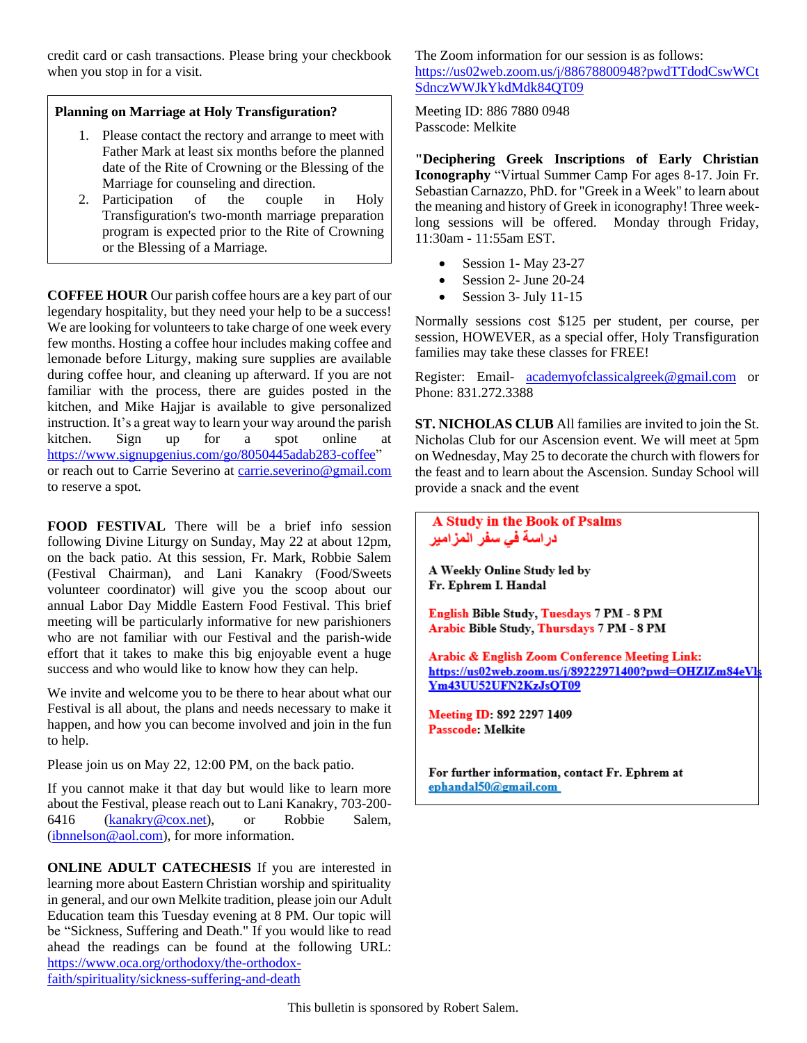credit card or cash transactions. Please bring your checkbook when you stop in for a visit.

**Planning on Marriage at Holy Transfiguration?**

1. Please contact the rectory and arrange to meet with Father Mark at least six months before the planned date of the Rite of Crowning or the Blessing of the Marriage for counseling and direction.
2. Participation of the couple in Holy Transfiguration's two-month marriage preparation program is expected prior to the Rite of Crowning or the Blessing of a Marriage.

**COFFEE HOUR** Our parish coffee hours are a key part of our legendary hospitality, but they need your help to be a success! We are looking for volunteers to take charge of one week every few months. Hosting a coffee hour includes making coffee and lemonade before Liturgy, making sure supplies are available during coffee hour, and cleaning up afterward. If you are not familiar with the process, there are guides posted in the kitchen, and Mike Hajjar is available to give personalized instruction. It's a great way to learn your way around the parish kitchen. Sign up for a spot online at https://www.signupgenius.com/go/8050445adab283-coffee" or reach out to Carrie Severino at carrie.severino@gmail.com to reserve a spot.

**FOOD FESTIVAL** There will be a brief info session following Divine Liturgy on Sunday, May 22 at about 12pm, on the back patio. At this session, Fr. Mark, Robbie Salem (Festival Chairman), and Lani Kanakry (Food/Sweets volunteer coordinator) will give you the scoop about our annual Labor Day Middle Eastern Food Festival. This brief meeting will be particularly informative for new parishioners who are not familiar with our Festival and the parish-wide effort that it takes to make this big enjoyable event a huge success and who would like to know how they can help.

We invite and welcome you to be there to hear about what our Festival is all about, the plans and needs necessary to make it happen, and how you can become involved and join in the fun to help.

Please join us on May 22, 12:00 PM, on the back patio.

If you cannot make it that day but would like to learn more about the Festival, please reach out to Lani Kanakry, 703-200-6416 (kanakry@cox.net), or Robbie Salem, (ibnnelson@aol.com), for more information.

**ONLINE ADULT CATECHESIS** If you are interested in learning more about Eastern Christian worship and spirituality in general, and our own Melkite tradition, please join our Adult Education team this Tuesday evening at 8 PM. Our topic will be "Sickness, Suffering and Death." If you would like to read ahead the readings can be found at the following URL: https://www.oca.org/orthodoxy/the-orthodox-faith/spirituality/sickness-suffering-and-death

The Zoom information for our session is as follows: https://us02web.zoom.us/j/88678800948?pwdTTdodCswWCtSdnczWWJkYkdMdk84QT09

Meeting ID: 886 7880 0948
Passcode: Melkite

**"Deciphering Greek Inscriptions of Early Christian Iconography** "Virtual Summer Camp For ages 8-17. Join Fr. Sebastian Carnazzo, PhD. for "Greek in a Week" to learn about the meaning and history of Greek in iconography! Three week-long sessions will be offered. Monday through Friday, 11:30am - 11:55am EST.

- Session 1- May 23-27
- Session 2- June 20-24
- Session 3- July 11-15

Normally sessions cost $125 per student, per course, per session, HOWEVER, as a special offer, Holy Transfiguration families may take these classes for FREE!

Register: Email- academyofclassicalgreek@gmail.com or Phone: 831.272.3388

**ST. NICHOLAS CLUB** All families are invited to join the St. Nicholas Club for our Ascension event. We will meet at 5pm on Wednesday, May 25 to decorate the church with flowers for the feast and to learn about the Ascension. Sunday School will provide a snack and the event

**A Study in the Book of Psalms**
**دراسة في سفر المزامير**

**A Weekly Online Study led by Fr. Ephrem I. Handal**

**English Bible Study, Tuesdays 7 PM - 8 PM**
**Arabic Bible Study, Thursdays 7 PM - 8 PM**

**Arabic & English Zoom Conference Meeting Link:**
**https://us02web.zoom.us/j/89222971400?pwd=OHZlZm84eVlsYm43UU52UFN2KzJsQT09**

**Meeting ID: 892 2297 1409**
**Passcode: Melkite**

**For further information, contact Fr. Ephrem at ephandal50@gmail.com**

This bulletin is sponsored by Robert Salem.